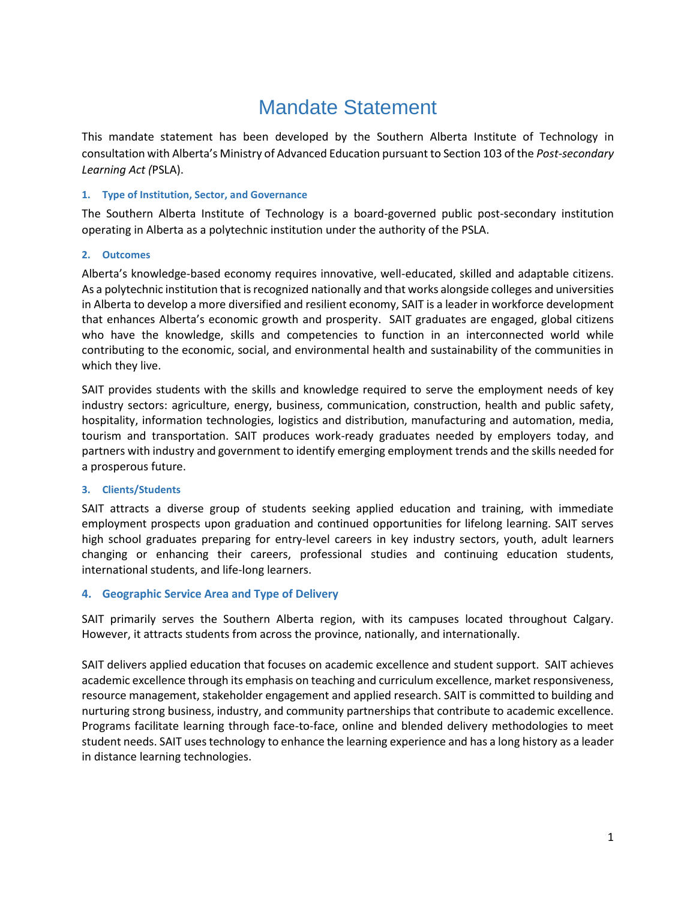# Mandate Statement

This mandate statement has been developed by the Southern Alberta Institute of Technology in consultation with Alberta's Ministry of Advanced Education pursuant to Section 103 of the *Post-secondary Learning Act (*PSLA).

### 1. Type of Institution, Sector, and Governance

The Southern Alberta Institute of Technology is a board-governed public post-secondary institution operating in Alberta as a polytechnic institution under the authority of the PSLA.

### 2. Outcomes

Alberta's knowledge-based economy requires innovative, well-educated, skilled and adaptable citizens. As a polytechnic institution that is recognized nationally and that works alongside colleges and universities in Alberta to develop a more diversified and resilient economy, SAIT is a leader in workforce development that enhances Alberta's economic growth and prosperity. SAIT graduates are engaged, global citizens who have the knowledge, skills and competencies to function in an interconnected world while contributing to the economic, social, and environmental health and sustainability of the communities in which they live.

SAIT provides students with the skills and knowledge required to serve the employment needs of key industry sectors: agriculture, energy, business, communication, construction, health and public safety, hospitality, information technologies, logistics and distribution, manufacturing and automation, media, tourism and transportation. SAIT produces work-ready graduates needed by employers today, and partners with industry and government to identify emerging employment trends and the skills needed for a prosperous future.

### 3. Clients/Students

SAIT attracts a diverse group of students seeking applied education and training, with immediate employment prospects upon graduation and continued opportunities for lifelong learning. SAIT serves high school graduates preparing for entry-level careers in key industry sectors, youth, adult learners changing or enhancing their careers, professional studies and continuing education students, international students, and life-long learners.

### 4. Geographic Service Area and Type of Delivery

SAIT primarily serves the Southern Alberta region, with its campuses located throughout Calgary. However, it attracts students from across the province, nationally, and internationally.

SAIT delivers applied education that focuses on academic excellence and student support. SAIT achieves academic excellence through its emphasis on teaching and curriculum excellence, market responsiveness, resource management, stakeholder engagement and applied research. SAIT is committed to building and nurturing strong business, industry, and community partnerships that contribute to academic excellence. Programs facilitate learning through face-to-face, online and blended delivery methodologies to meet student needs. SAIT uses technology to enhance the learning experience and has a long history as a leader in distance learning technologies.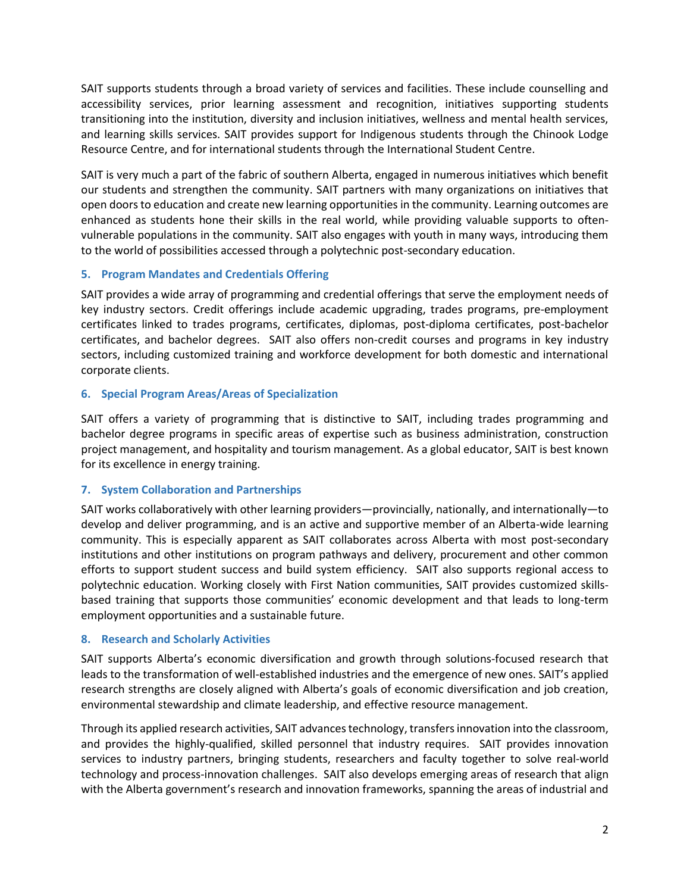SAIT supports students through a broad variety of services and facilities. These include counselling and accessibility services, prior learning assessment and recognition, initiatives supporting students transitioning into the institution, diversity and inclusion initiatives, wellness and mental health services, and learning skills services. SAIT provides support for Indigenous students through the Chinook Lodge Resource Centre, and for international students through the International Student Centre.

SAIT is very much a part of the fabric of southern Alberta, engaged in numerous initiatives which benefit our students and strengthen the community. SAIT partners with many organizations on initiatives that open doors to education and create new learning opportunities in the community. Learning outcomes are enhanced as students hone their skills in the real world, while providing valuable supports to often-vulnerable populations in the community. SAIT also engages with youth in many ways, introducing them to the world of possibilities accessed through a polytechnic post-secondary education.

### 5. Program Mandates and Credentials Offering

SAIT provides a wide array of programming and credential offerings that serve the employment needs of key industry sectors. Credit offerings include academic upgrading, trades programs, pre-employment certificates linked to trades programs, certificates, diplomas, post-diploma certificates, post-bachelor certificates, and bachelor degrees. SAIT also offers non-credit courses and programs in key industry sectors, including customized training and workforce development for both domestic and international corporate clients.

### 6. Special Program Areas/Areas of Specialization

SAIT offers a variety of programming that is distinctive to SAIT, including trades programming and bachelor degree programs in specific areas of expertise such as business administration, construction project management, and hospitality and tourism management. As a global educator, SAIT is best known for its excellence in energy training.

### 7. System Collaboration and Partnerships

SAIT works collaboratively with other learning providers—provincially, nationally, and internationally—to develop and deliver programming, and is an active and supportive member of an Alberta-wide learning community. This is especially apparent as SAIT collaborates across Alberta with most post-secondary institutions and other institutions on program pathways and delivery, procurement and other common efforts to support student success and build system efficiency. SAIT also supports regional access to polytechnic education. Working closely with First Nation communities, SAIT provides customized skills-based training that supports those communities' economic development and that leads to long-term employment opportunities and a sustainable future.

### 8. Research and Scholarly Activities

SAIT supports Alberta's economic diversification and growth through solutions-focused research that leads to the transformation of well-established industries and the emergence of new ones. SAIT's applied research strengths are closely aligned with Alberta's goals of economic diversification and job creation, environmental stewardship and climate leadership, and effective resource management.

Through its applied research activities, SAIT advances technology, transfers innovation into the classroom, and provides the highly-qualified, skilled personnel that industry requires. SAIT provides innovation services to industry partners, bringing students, researchers and faculty together to solve real-world technology and process-innovation challenges. SAIT also develops emerging areas of research that align with the Alberta government's research and innovation frameworks, spanning the areas of industrial and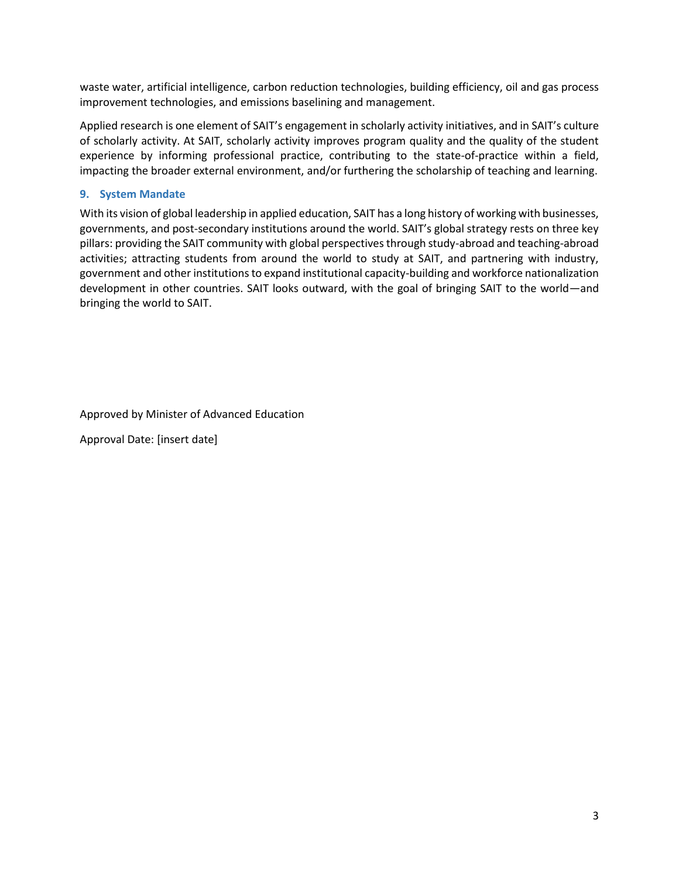waste water, artificial intelligence, carbon reduction technologies, building efficiency, oil and gas process improvement technologies, and emissions baselining and management.

Applied research is one element of SAIT's engagement in scholarly activity initiatives, and in SAIT's culture of scholarly activity. At SAIT, scholarly activity improves program quality and the quality of the student experience by informing professional practice, contributing to the state-of-practice within a field, impacting the broader external environment, and/or furthering the scholarship of teaching and learning.

## 9. System Mandate

With its vision of global leadership in applied education, SAIT has a long history of working with businesses, governments, and post-secondary institutions around the world. SAIT's global strategy rests on three key pillars: providing the SAIT community with global perspectives through study-abroad and teaching-abroad activities; attracting students from around the world to study at SAIT, and partnering with industry, government and other institutions to expand institutional capacity-building and workforce nationalization development in other countries. SAIT looks outward, with the goal of bringing SAIT to the world—and bringing the world to SAIT.

Approved by Minister of Advanced Education

Approval Date: [insert date]